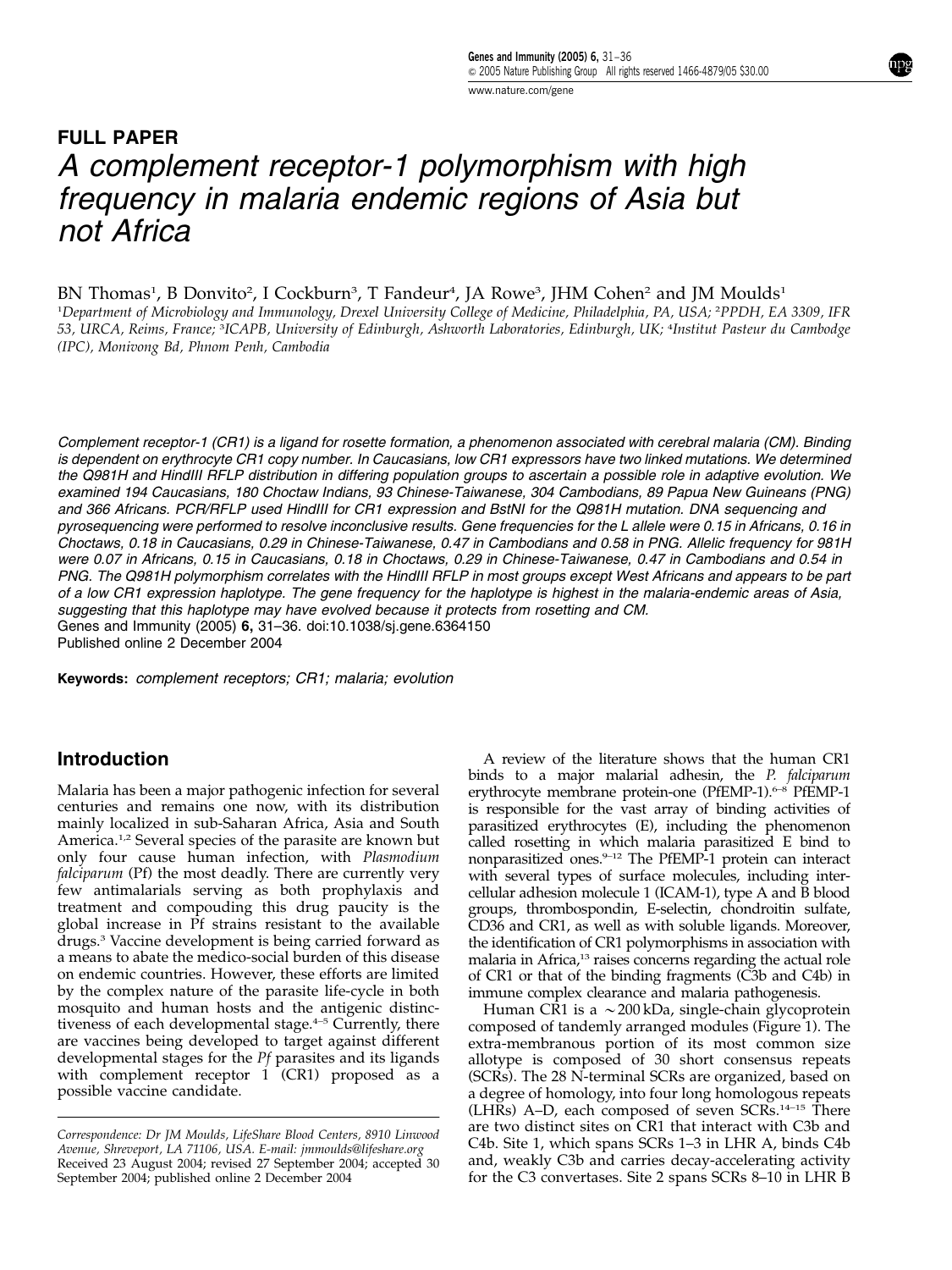## FULL PAPER

# A complement receptor-1 polymorphism with high frequency in malaria endemic regions of Asia but not Africa

BN Thomas[1], B Donvito[2], I Cockburn[3], T Fandeur[4], JA Rowe[3], JHM Cohen[2] and JM Moulds[1]

[1]Department of Microbiology and Immunology, Drexel University College of Medicine, Philadelphia, PA, USA; [2]PPDH, EA 3309, IFR 53, URCA, Reims, France; [3]ICAPB, University of Edinburgh, Ashworth Laboratories, Edinburgh, UK; [4]Institut Pasteur du Cambodge (IPC), Monivong Bd, Phnom Penh, Cambodia

*Complement receptor-1 (CR1) is a ligand for rosette formation, a phenomenon associated with cerebral malaria (CM). Binding is dependent on erythrocyte CR1 copy number. In Caucasians, low CR1 expressors have two linked mutations. We determined the Q981H and HindIII RFLP distribution in differing population groups to ascertain a possible role in adaptive evolution. We examined 194 Caucasians, 180 Choctaw Indians, 93 Chinese-Taiwanese, 304 Cambodians, 89 Papua New Guineans (PNG) and 366 Africans. PCR/RFLP used HindIII for CR1 expression and BstNI for the Q981H mutation. DNA sequencing and pyrosequencing were performed to resolve inconclusive results. Gene frequencies for the L allele were 0.15 in Africans, 0.16 in Choctaws, 0.18 in Caucasians, 0.29 in Chinese-Taiwanese, 0.47 in Cambodians and 0.58 in PNG. Allelic frequency for 981H were 0.07 in Africans, 0.15 in Caucasians, 0.18 in Choctaws, 0.29 in Chinese-Taiwanese, 0.47 in Cambodians and 0.54 in PNG. The Q981H polymorphism correlates with the HindIII RFLP in most groups except West Africans and appears to be part of a low CR1 expression haplotype. The gene frequency for the haplotype is highest in the malaria-endemic areas of Asia, suggesting that this haplotype may have evolved because it protects from rosetting and CM.*

Genes and Immunity (2005) **6,** 31–36. doi:10.1038/sj.gene.6364150

Published online 2 December 2004

**Keywords:** *complement receptors; CR1; malaria; evolution*

## Introduction

Malaria has been a major pathogenic infection for several centuries and remains one now, with its distribution mainly localized in sub-Saharan Africa, Asia and South America.[1,2] Several species of the parasite are known but only four cause human infection, with *Plasmodium falciparum* (Pf) the most deadly. There are currently very few antimalarials serving as both prophylaxis and treatment and compounding this drug paucity is the global increase in Pf strains resistant to the available drugs.[3] Vaccine development is being carried forward as a means to abate the medico-social burden of this disease on endemic countries. However, these efforts are limited by the complex nature of the parasite life-cycle in both mosquito and human hosts and the antigenic distinctiveness of each developmental stage.[4–5] Currently, there are vaccines being developed to target against different developmental stages for the *Pf* parasites and its ligands with complement receptor 1 (CR1) proposed as a possible vaccine candidate.

A review of the literature shows that the human CR1 binds to a major malarial adhesin, the *P. falciparum* erythrocyte membrane protein-one (PfEMP-1).[6–8] PfEMP-1 is responsible for the vast array of binding activities of parasitized erythrocytes (E), including the phenomenon called rosetting in which malaria parasitized E bind to nonparasitized ones.[9–12] The PfEMP-1 protein can interact with several types of surface molecules, including intercellular adhesion molecule 1 (ICAM-1), type A and B blood groups, thrombospondin, E-selectin, chondroitin sulfate, CD36 and CR1, as well as with soluble ligands. Moreover, the identification of CR1 polymorphisms in association with malaria in Africa,[13] raises concerns regarding the actual role of CR1 or that of the binding fragments (C3b and C4b) in immune complex clearance and malaria pathogenesis.

Human CR1 is a ~200 kDa, single-chain glycoprotein composed of tandemly arranged modules (Figure 1). The extra-membranous portion of its most common size allotype is composed of 30 short consensus repeats (SCRs). The 28 N-terminal SCRs are organized, based on a degree of homology, into four long homologous repeats (LHRs) A–D, each composed of seven SCRs.[14–15] There are two distinct sites on CR1 that interact with C3b and C4b. Site 1, which spans SCRs 1–3 in LHR A, binds C4b and, weakly C3b and carries decay-accelerating activity for the C3 convertases. Site 2 spans SCRs 8–10 in LHR B

Correspondence: Dr JM Moulds, LifeShare Blood Centers, 8910 Linwood Avenue, Shreveport, LA 71106, USA. E-mail: jmmoulds@lifeshare.org

Received 23 August 2004; revised 27 September 2004; accepted 30 September 2004; published online 2 December 2004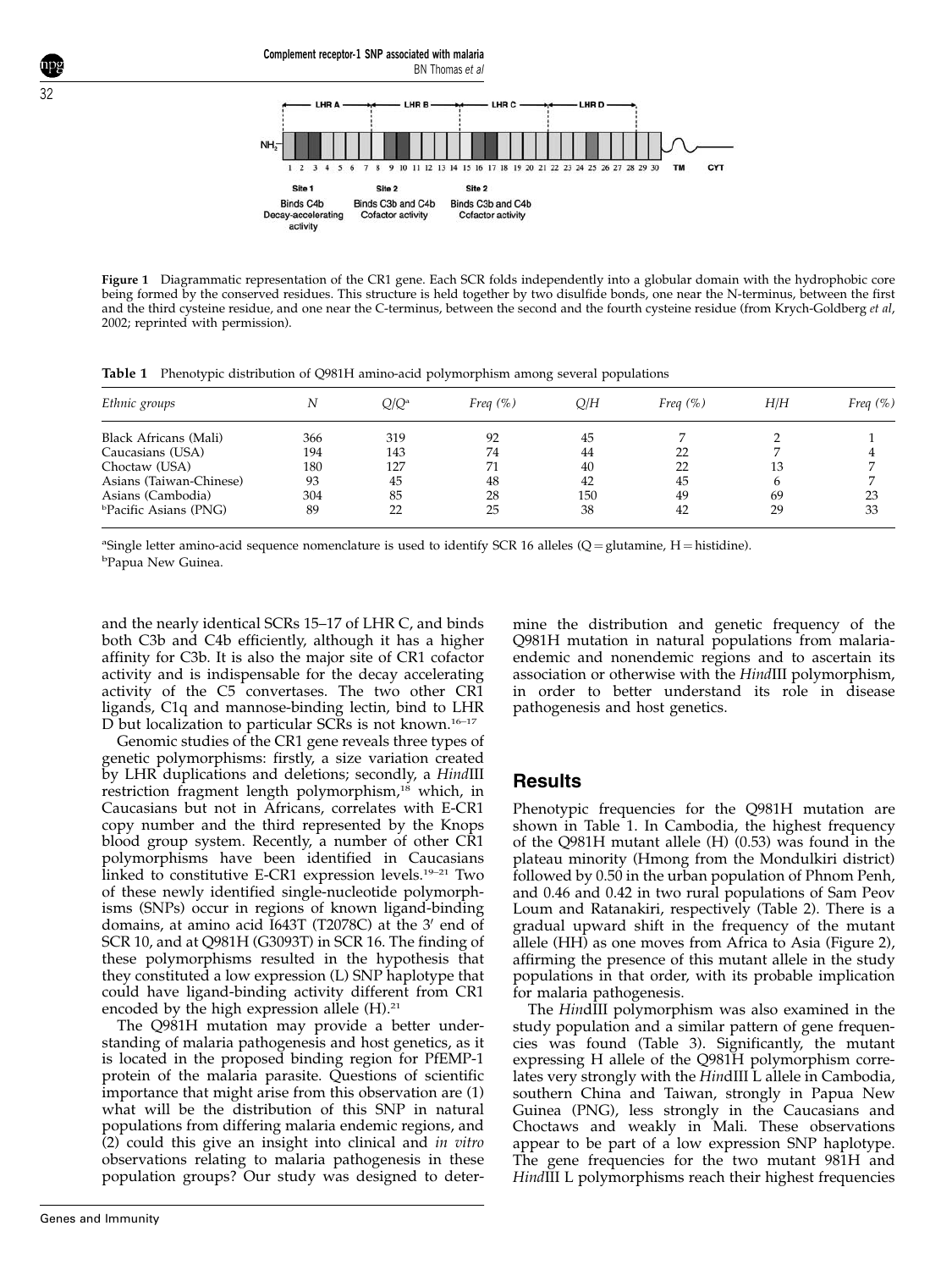**Figure 1** Diagrammatic representation of the CR1 gene. Each SCR folds independently into a globular domain with the hydrophobic core being formed by the conserved residues. This structure is held together by two disulfide bonds, one near the N-terminus, between the first and the third cysteine residue, and one near the C-terminus, between the second and the fourth cysteine residue (from Krych-Goldberg *et al*, 2002; reprinted with permission).

**Table 1** Phenotypic distribution of Q981H amino-acid polymorphism among several populations

| *Ethnic groups* | *N* | *Q/Q*[a] | *Freq (%)* | *Q/H* | *Freq (%)* | *H/H* | *Freq (%)* |
|---|---|---|---|---|---|---|---|
| Black Africans (Mali) | 366 | 319 | 92 | 45 | 7 | 2 | 1 |
| Caucasians (USA) | 194 | 143 | 74 | 44 | 22 | 7 | 4 |
| Choctaw (USA) | 180 | 127 | 71 | 40 | 22 | 13 | 7 |
| Asians (Taiwan-Chinese) | 93 | 45 | 48 | 42 | 45 | 6 | 7 |
| Asians (Cambodia) | 304 | 85 | 28 | 150 | 49 | 69 | 23 |
| [b]Pacific Asians (PNG) | 89 | 22 | 25 | 38 | 42 | 29 | 33 |

[a]Single letter amino-acid sequence nomenclature is used to identify SCR 16 alleles (Q = glutamine, H = histidine).
[b]Papua New Guinea.

and the nearly identical SCRs 15–17 of LHR C, and binds both C3b and C4b efficiently, although it has a higher affinity for C3b. It is also the major site of CR1 cofactor activity and is indispensable for the decay accelerating activity of the C5 convertases. The two other CR1 ligands, C1q and mannose-binding lectin, bind to LHR D but localization to particular SCRs is not known.[16–17]

Genomic studies of the CR1 gene reveals three types of genetic polymorphisms: firstly, a size variation created by LHR duplications and deletions; secondly, a *Hind*III restriction fragment length polymorphism,[18] which, in Caucasians but not in Africans, correlates with E-CR1 copy number and the third represented by the Knops blood group system. Recently, a number of other CR1 polymorphisms have been identified in Caucasians linked to constitutive E-CR1 expression levels.[19–21] Two of these newly identified single-nucleotide polymorphisms (SNPs) occur in regions of known ligand-binding domains, at amino acid I643T (T2078C) at the 3′ end of SCR 10, and at Q981H (G3093T) in SCR 16. The finding of these polymorphisms resulted in the hypothesis that they constituted a low expression (L) SNP haplotype that could have ligand-binding activity different from CR1 encoded by the high expression allele (H).[21]

The Q981H mutation may provide a better understanding of malaria pathogenesis and host genetics, as it is located in the proposed binding region for PfEMP-1 protein of the malaria parasite. Questions of scientific importance that might arise from this observation are (1) what will be the distribution of this SNP in natural populations from differing malaria endemic regions, and (2) could this give an insight into clinical and *in vitro* observations relating to malaria pathogenesis in these population groups? Our study was designed to determine the distribution and genetic frequency of the Q981H mutation in natural populations from malaria-endemic and nonendemic regions and to ascertain its association or otherwise with the *Hind*III polymorphism, in order to better understand its role in disease pathogenesis and host genetics.

## Results

Phenotypic frequencies for the Q981H mutation are shown in Table 1. In Cambodia, the highest frequency of the Q981H mutant allele (H) (0.53) was found in the plateau minority (Hmong from the Mondulkiri district) followed by 0.50 in the urban population of Phnom Penh, and 0.46 and 0.42 in two rural populations of Sam Peov Loum and Ratanakiri, respectively (Table 2). There is a gradual upward shift in the frequency of the mutant allele (HH) as one moves from Africa to Asia (Figure 2), affirming the presence of this mutant allele in the study populations in that order, with its probable implication for malaria pathogenesis.

The *Hin*dIII polymorphism was also examined in the study population and a similar pattern of gene frequencies was found (Table 3). Significantly, the mutant expressing H allele of the Q981H polymorphism correlates very strongly with the *Hin*dIII L allele in Cambodia, southern China and Taiwan, strongly in Papua New Guinea (PNG), less strongly in the Caucasians and Choctaws and weakly in Mali. These observations appear to be part of a low expression SNP haplotype. The gene frequencies for the two mutant 981H and *Hin*dIII L polymorphisms reach their highest frequencies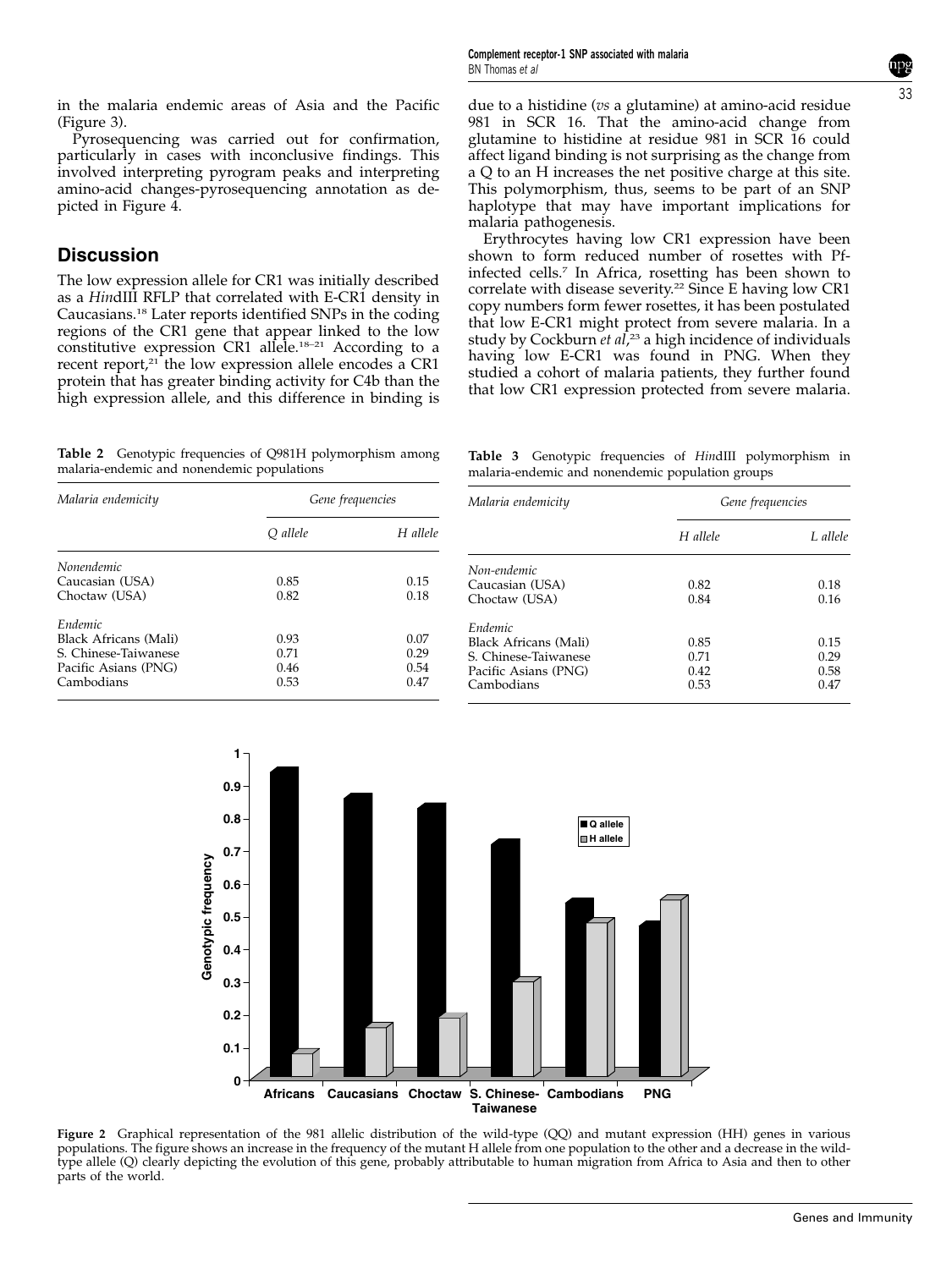in the malaria endemic areas of Asia and the Pacific (Figure 3).

Pyrosequencing was carried out for confirmation, particularly in cases with inconclusive findings. This involved interpreting pyrogram peaks and interpreting amino-acid changes-pyrosequencing annotation as depicted in Figure 4.

## Discussion

The low expression allele for CR1 was initially described as a *Hin*dIII RFLP that correlated with E-CR1 density in Caucasians.[18] Later reports identified SNPs in the coding regions of the CR1 gene that appear linked to the low constitutive expression CR1 allele.[18–21] According to a recent report,[21] the low expression allele encodes a CR1 protein that has greater binding activity for C4b than the high expression allele, and this difference in binding is due to a histidine (*vs* a glutamine) at amino-acid residue 981 in SCR 16. That the amino-acid change from glutamine to histidine at residue 981 in SCR 16 could affect ligand binding is not surprising as the change from a Q to an H increases the net positive charge at this site. This polymorphism, thus, seems to be part of an SNP haplotype that may have important implications for malaria pathogenesis.

Erythrocytes having low CR1 expression have been shown to form reduced number of rosettes with Pf-infected cells.[7] In Africa, rosetting has been shown to correlate with disease severity.[22] Since E having low CR1 copy numbers form fewer rosettes, it has been postulated that low E-CR1 might protect from severe malaria. In a study by Cockburn *et al*,[23] a high incidence of individuals having low E-CR1 was found in PNG. When they studied a cohort of malaria patients, they further found that low CR1 expression protected from severe malaria.

**Table 2** Genotypic frequencies of Q981H polymorphism among malaria-endemic and nonendemic populations

| *Malaria endemicity* | *Gene frequencies* | |
|---|---|---|
| | *Q allele* | *H allele* |
| *Nonendemic* | | |
| Caucasian (USA) | 0.85 | 0.15 |
| Choctaw (USA) | 0.82 | 0.18 |
| *Endemic* | | |
| Black Africans (Mali) | 0.93 | 0.07 |
| S. Chinese-Taiwanese | 0.71 | 0.29 |
| Pacific Asians (PNG) | 0.46 | 0.54 |
| Cambodians | 0.53 | 0.47 |

**Table 3** Genotypic frequencies of *Hin*dIII polymorphism in malaria-endemic and nonendemic population groups

| *Malaria endemicity* | *Gene frequencies* | |
|---|---|---|
| | *H allele* | *L allele* |
| *Non-endemic* | | |
| Caucasian (USA) | 0.82 | 0.18 |
| Choctaw (USA) | 0.84 | 0.16 |
| *Endemic* | | |
| Black Africans (Mali) | 0.85 | 0.15 |
| S. Chinese-Taiwanese | 0.71 | 0.29 |
| Pacific Asians (PNG) | 0.42 | 0.58 |
| Cambodians | 0.53 | 0.47 |

**Figure 2** Graphical representation of the 981 allelic distribution of the wild-type (QQ) and mutant expression (HH) genes in various populations. The figure shows an increase in the frequency of the mutant H allele from one population to the other and a decrease in the wild-type allele (Q) clearly depicting the evolution of this gene, probably attributable to human migration from Africa to Asia and then to other parts of the world.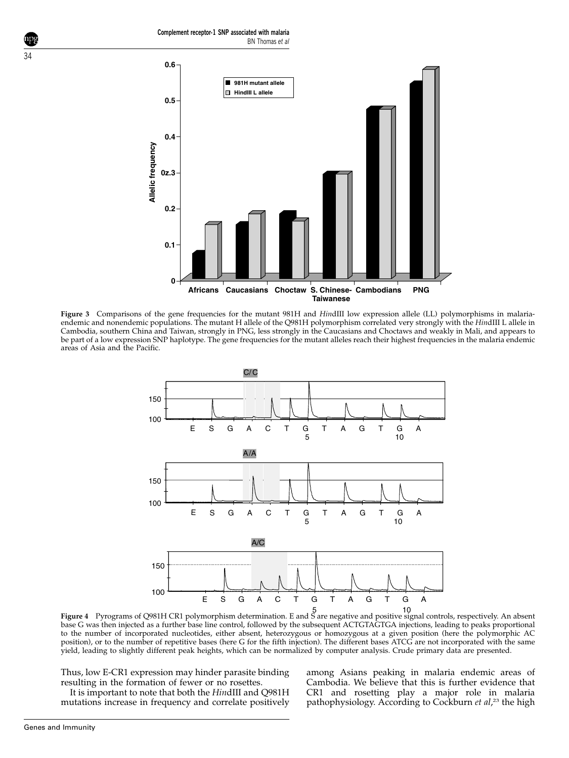**Figure 3** Comparisons of the gene frequencies for the mutant 981H and *Hin*dIII low expression allele (LL) polymorphisms in malaria-endemic and nonendemic populations. The mutant H allele of the Q981H polymorphism correlated very strongly with the *Hin*dIII L allele in Cambodia, southern China and Taiwan, strongly in PNG, less strongly in the Caucasians and Choctaws and weakly in Mali, and appears to be part of a low expression SNP haplotype. The gene frequencies for the mutant alleles reach their highest frequencies in the malaria endemic areas of Asia and the Pacific.

**Figure 4** Pyrograms of Q981H CR1 polymorphism determination. E and S are negative and positive signal controls, respectively. An absent base G was then injected as a further base line control, followed by the subsequent ACTGTAGTGA injections, leading to peaks proportional to the number of incorporated nucleotides, either absent, heterozygous or homozygous at a given position (here the polymorphic AC position), or to the number of repetitive bases (here G for the fifth injection). The different bases ATCG are not incorporated with the same yield, leading to slightly different peak heights, which can be normalized by computer analysis. Crude primary data are presented.

Thus, low E-CR1 expression may hinder parasite binding resulting in the formation of fewer or no rosettes.

It is important to note that both the *Hin*dIII and Q981H mutations increase in frequency and correlate positively among Asians peaking in malaria endemic areas of Cambodia. We believe that this is further evidence that CR1 and rosetting play a major role in malaria pathophysiology. According to Cockburn *et al*,[23] the high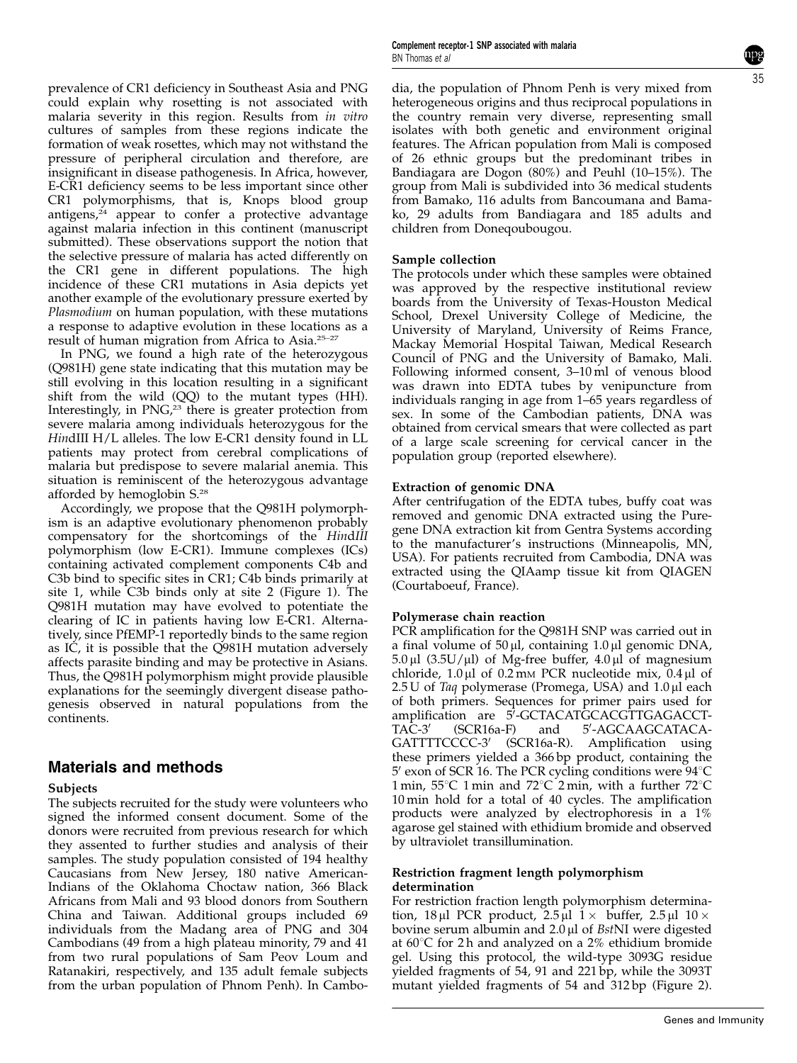prevalence of CR1 deficiency in Southeast Asia and PNG could explain why rosetting is not associated with malaria severity in this region. Results from *in vitro* cultures of samples from these regions indicate the formation of weak rosettes, which may not withstand the pressure of peripheral circulation and therefore, are insignificant in disease pathogenesis. In Africa, however, E-CR1 deficiency seems to be less important since other CR1 polymorphisms, that is, Knops blood group antigens,[24] appear to confer a protective advantage against malaria infection in this continent (manuscript submitted). These observations support the notion that the selective pressure of malaria has acted differently on the CR1 gene in different populations. The high incidence of these CR1 mutations in Asia depicts yet another example of the evolutionary pressure exerted by *Plasmodium* on human population, with these mutations a response to adaptive evolution in these locations as a result of human migration from Africa to Asia.[25–27]

In PNG, we found a high rate of the heterozygous (Q981H) gene state indicating that this mutation may be still evolving in this location resulting in a significant shift from the wild (QQ) to the mutant types (HH). Interestingly, in PNG,[23] there is greater protection from severe malaria among individuals heterozygous for the *Hin*dIII H/L alleles. The low E-CR1 density found in LL patients may protect from cerebral complications of malaria but predispose to severe malarial anemia. This situation is reminiscent of the heterozygous advantage afforded by hemoglobin S.[28]

Accordingly, we propose that the Q981H polymorphism is an adaptive evolutionary phenomenon probably compensatory for the shortcomings of the *HindIII* polymorphism (low E-CR1). Immune complexes (ICs) containing activated complement components C4b and C3b bind to specific sites in CR1; C4b binds primarily at site 1, while C3b binds only at site 2 (Figure 1). The Q981H mutation may have evolved to potentiate the clearing of IC in patients having low E-CR1. Alternatively, since PfEMP-1 reportedly binds to the same region as IC, it is possible that the Q981H mutation adversely affects parasite binding and may be protective in Asians. Thus, the Q981H polymorphism might provide plausible explanations for the seemingly divergent disease pathogenesis observed in natural populations from the continents.

## Materials and methods

### Subjects

The subjects recruited for the study were volunteers who signed the informed consent document. Some of the donors were recruited from previous research for which they assented to further studies and analysis of their samples. The study population consisted of 194 healthy Caucasians from New Jersey, 180 native American-Indians of the Oklahoma Choctaw nation, 366 Black Africans from Mali and 93 blood donors from Southern China and Taiwan. Additional groups included 69 individuals from the Madang area of PNG and 304 Cambodians (49 from a high plateau minority, 79 and 41 from two rural populations of Sam Peov Loum and Ratanakiri, respectively, and 135 adult female subjects from the urban population of Phnom Penh). In Cambodia, the population of Phnom Penh is very mixed from heterogeneous origins and thus reciprocal populations in the country remain very diverse, representing small isolates with both genetic and environment original features. The African population from Mali is composed of 26 ethnic groups but the predominant tribes in Bandiagara are Dogon (80%) and Peuhl (10–15%). The group from Mali is subdivided into 36 medical students from Bamako, 116 adults from Bancoumana and Bamako, 29 adults from Bandiagara and 185 adults and children from Doneqoubougou.

### Sample collection

The protocols under which these samples were obtained was approved by the respective institutional review boards from the University of Texas-Houston Medical School, Drexel University College of Medicine, the University of Maryland, University of Reims France, Mackay Memorial Hospital Taiwan, Medical Research Council of PNG and the University of Bamako, Mali. Following informed consent, 3–10 ml of venous blood was drawn into EDTA tubes by venipuncture from individuals ranging in age from 1–65 years regardless of sex. In some of the Cambodian patients, DNA was obtained from cervical smears that were collected as part of a large scale screening for cervical cancer in the population group (reported elsewhere).

### Extraction of genomic DNA

After centrifugation of the EDTA tubes, buffy coat was removed and genomic DNA extracted using the Puregene DNA extraction kit from Gentra Systems according to the manufacturer's instructions (Minneapolis, MN, USA). For patients recruited from Cambodia, DNA was extracted using the QIAamp tissue kit from QIAGEN (Courtaboeuf, France).

### Polymerase chain reaction

PCR amplification for the Q981H SNP was carried out in a final volume of 50 μl, containing 1.0 μl genomic DNA, 5.0 μl (3.5U/μl) of Mg-free buffer, 4.0 μl of magnesium chloride, 1.0 μl of 0.2 mM PCR nucleotide mix, 0.4 μl of 2.5 U of *Taq* polymerase (Promega, USA) and 1.0 μl each of both primers. Sequences for primer pairs used for amplification are 5′-GCTACATGCACGTTGAGACCT-TAC-3′ (SCR16a-F) and 5′-AGCAAGCATACA-GATTTTCCCC-3′ (SCR16a-R). Amplification using these primers yielded a 366 bp product, containing the 5′ exon of SCR 16. The PCR cycling conditions were 94°C 1 min, 55°C 1 min and 72°C 2 min, with a further 72°C 10 min hold for a total of 40 cycles. The amplification products were analyzed by electrophoresis in a 1% agarose gel stained with ethidium bromide and observed by ultraviolet transillumination.

### Restriction fragment length polymorphism determination

For restriction fraction length polymorphism determination, 18 μl PCR product, 2.5 μl 1 × buffer, 2.5 μl 10 × bovine serum albumin and 2.0 μl of *Bst*NI were digested at 60°C for 2 h and analyzed on a 2% ethidium bromide gel. Using this protocol, the wild-type 3093G residue yielded fragments of 54, 91 and 221 bp, while the 3093T mutant yielded fragments of 54 and 312 bp (Figure 2).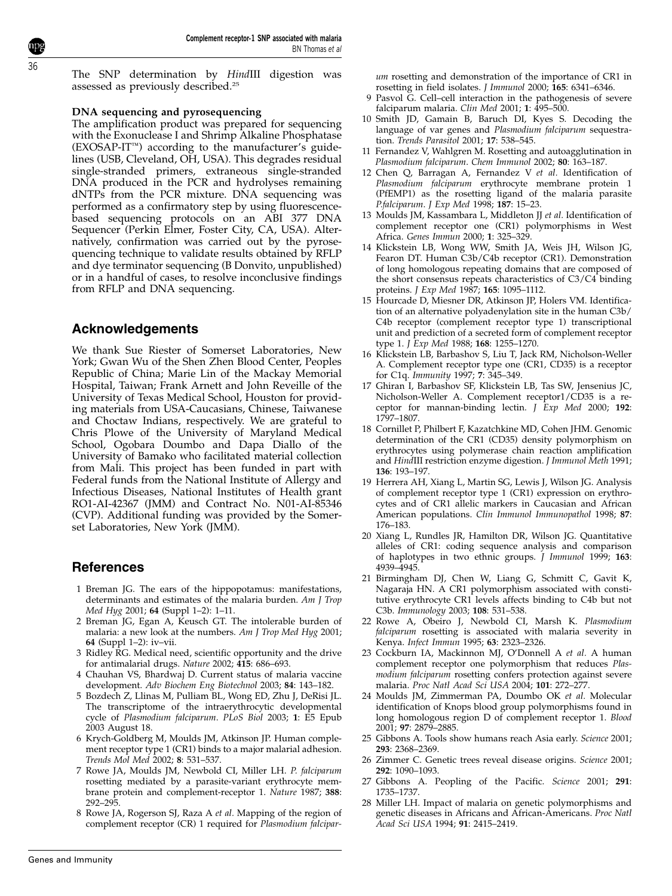The SNP determination by *Hind*III digestion was assessed as previously described.[25]

**DNA sequencing and pyrosequencing**

The amplification product was prepared for sequencing with the Exonuclease I and Shrimp Alkaline Phosphatase (EXOSAP-IT™) according to the manufacturer's guidelines (USB, Cleveland, OH, USA). This degrades residual single-stranded primers, extraneous single-stranded DNA produced in the PCR and hydrolyses remaining dNTPs from the PCR mixture. DNA sequencing was performed as a confirmatory step by using fluorescence-based sequencing protocols on an ABI 377 DNA Sequencer (Perkin Elmer, Foster City, CA, USA). Alternatively, confirmation was carried out by the pyrosequencing technique to validate results obtained by RFLP and dye terminator sequencing (B Donvito, unpublished) or in a handful of cases, to resolve inconclusive findings from RFLP and DNA sequencing.

## Acknowledgements

We thank Sue Riester of Somerset Laboratories, New York; Gwan Wu of the Shen Zhen Blood Center, Peoples Republic of China; Marie Lin of the Mackay Memorial Hospital, Taiwan; Frank Arnett and John Reveille of the University of Texas Medical School, Houston for providing materials from USA-Caucasians, Chinese, Taiwanese and Choctaw Indians, respectively. We are grateful to Chris Plowe of the University of Maryland Medical School, Ogobara Doumbo and Dapa Diallo of the University of Bamako who facilitated material collection from Mali. This project has been funded in part with Federal funds from the National Institute of Allergy and Infectious Diseases, National Institutes of Health grant RO1-AI-42367 (JMM) and Contract No. N01-AI-85346 (CVP). Additional funding was provided by the Somerset Laboratories, New York (JMM).

## References

1 Breman JG. The ears of the hippopotamus: manifestations, determinants and estimates of the malaria burden. *Am J Trop Med Hyg* 2001; **64** (Suppl 1–2): 1–11.

2 Breman JG, Egan A, Keusch GT. The intolerable burden of malaria: a new look at the numbers. *Am J Trop Med Hyg* 2001; **64** (Suppl 1–2): iv–vii.

3 Ridley RG. Medical need, scientific opportunity and the drive for antimalarial drugs. *Nature* 2002; **415**: 686–693.

4 Chauhan VS, Bhardwaj D. Current status of malaria vaccine development. *Adv Biochem Eng Biotechnol* 2003; **84**: 143–182.

5 Bozdech Z, Llinas M, Pulliam BL, Wong ED, Zhu J, DeRisi JL. The transcriptome of the intraerythrocytic developmental cycle of *Plasmodium falciparum*. *PLoS Biol* 2003; **1**: E5 Epub 2003 August 18.

6 Krych-Goldberg M, Moulds JM, Atkinson JP. Human complement receptor type 1 (CR1) binds to a major malarial adhesion. *Trends Mol Med* 2002; **8**: 531–537.

7 Rowe JA, Moulds JM, Newbold CI, Miller LH. *P. falciparum* rosetting mediated by a parasite-variant erythrocyte membrane protein and complement-receptor 1. *Nature* 1987; **388**: 292–295.

8 Rowe JA, Rogerson SJ, Raza A *et al*. Mapping of the region of complement receptor (CR) 1 required for *Plasmodium falciparum* rosetting and demonstration of the importance of CR1 in rosetting in field isolates. *J Immunol* 2000; **165**: 6341–6346.

9 Pasvol G. Cell–cell interaction in the pathogenesis of severe falciparum malaria. *Clin Med* 2001; **1**: 495–500.

10 Smith JD, Gamain B, Baruch DI, Kyes S. Decoding the language of var genes and *Plasmodium falciparum* sequestration. *Trends Parasitol* 2001; **17**: 538–545.

11 Fernandez V, Wahlgren M. Rosetting and autoagglutination in *Plasmodium falciparum*. *Chem Immunol* 2002; **80**: 163–187.

12 Chen Q, Barragan A, Fernandez V *et al*. Identification of *Plasmodium falciparum* erythrocyte membrane protein 1 (PfEMP1) as the rosetting ligand of the malaria parasite *P.falciparum*. *J Exp Med* 1998; **187**: 15–23.

13 Moulds JM, Kassambara L, Middleton JJ *et al*. Identification of complement receptor one (CR1) polymorphisms in West Africa. *Genes Immun* 2000; **1**: 325–329.

14 Klickstein LB, Wong WW, Smith JA, Weis JH, Wilson JG, Fearon DT. Human C3b/C4b receptor (CR1). Demonstration of long homologous repeating domains that are composed of the short consensus repeats characteristics of C3/C4 binding proteins. *J Exp Med* 1987; **165**: 1095–1112.

15 Hourcade D, Miesner DR, Atkinson JP, Holers VM. Identification of an alternative polyadenylation site in the human C3b/C4b receptor (complement receptor type 1) transcriptional unit and prediction of a secreted form of complement receptor type 1. *J Exp Med* 1988; **168**: 1255–1270.

16 Klickstein LB, Barbashov S, Liu T, Jack RM, Nicholson-Weller A. Complement receptor type one (CR1, CD35) is a receptor for C1q. *Immunity* 1997; **7**: 345–349.

17 Ghiran I, Barbashov SF, Klickstein LB, Tas SW, Jensenius JC, Nicholson-Weller A. Complement receptor1/CD35 is a receptor for mannan-binding lectin. *J Exp Med* 2000; **192**: 1797–1807.

18 Cornillet P, Philbert F, Kazatchkine MD, Cohen JHM. Genomic determination of the CR1 (CD35) density polymorphism on erythrocytes using polymerase chain reaction amplification and *Hind*III restriction enzyme digestion. *J Immunol Meth* 1991; **136**: 193–197.

19 Herrera AH, Xiang L, Martin SG, Lewis J, Wilson JG. Analysis of complement receptor type 1 (CR1) expression on erythrocytes and of CR1 allelic markers in Caucasian and African American populations. *Clin Immunol Immunopathol* 1998; **87**: 176–183.

20 Xiang L, Rundles JR, Hamilton DR, Wilson JG. Quantitative alleles of CR1: coding sequence analysis and comparison of haplotypes in two ethnic groups. *J Immunol* 1999; **163**: 4939–4945.

21 Birmingham DJ, Chen W, Liang G, Schmitt C, Gavit K, Nagaraja HN. A CR1 polymorphism associated with constitutive erythrocyte CR1 levels affects binding to C4b but not C3b. *Immunology* 2003; **108**: 531–538.

22 Rowe A, Obeiro J, Newbold CI, Marsh K. *Plasmodium falciparum* rosetting is associated with malaria severity in Kenya. *Infect Immun* 1995; **63**: 2323–2326.

23 Cockburn IA, Mackinnon MJ, O'Donnell A *et al*. A human complement receptor one polymorphism that reduces *Plasmodium falciparum* rosetting confers protection against severe malaria. *Proc Natl Acad Sci USA* 2004; **101**: 272–277.

24 Moulds JM, Zimmerman PA, Doumbo OK *et al*. Molecular identification of Knops blood group polymorphisms found in long homologous region D of complement receptor 1. *Blood* 2001; **97**: 2879–2885.

25 Gibbons A. Tools show humans reach Asia early. *Science* 2001; **293**: 2368–2369.

26 Zimmer C. Genetic trees reveal disease origins. *Science* 2001; **292**: 1090–1093.

27 Gibbons A. Peopling of the Pacific. *Science* 2001; **291**: 1735–1737.

28 Miller LH. Impact of malaria on genetic polymorphisms and genetic diseases in Africans and African-Americans. *Proc Natl Acad Sci USA* 1994; **91**: 2415–2419.